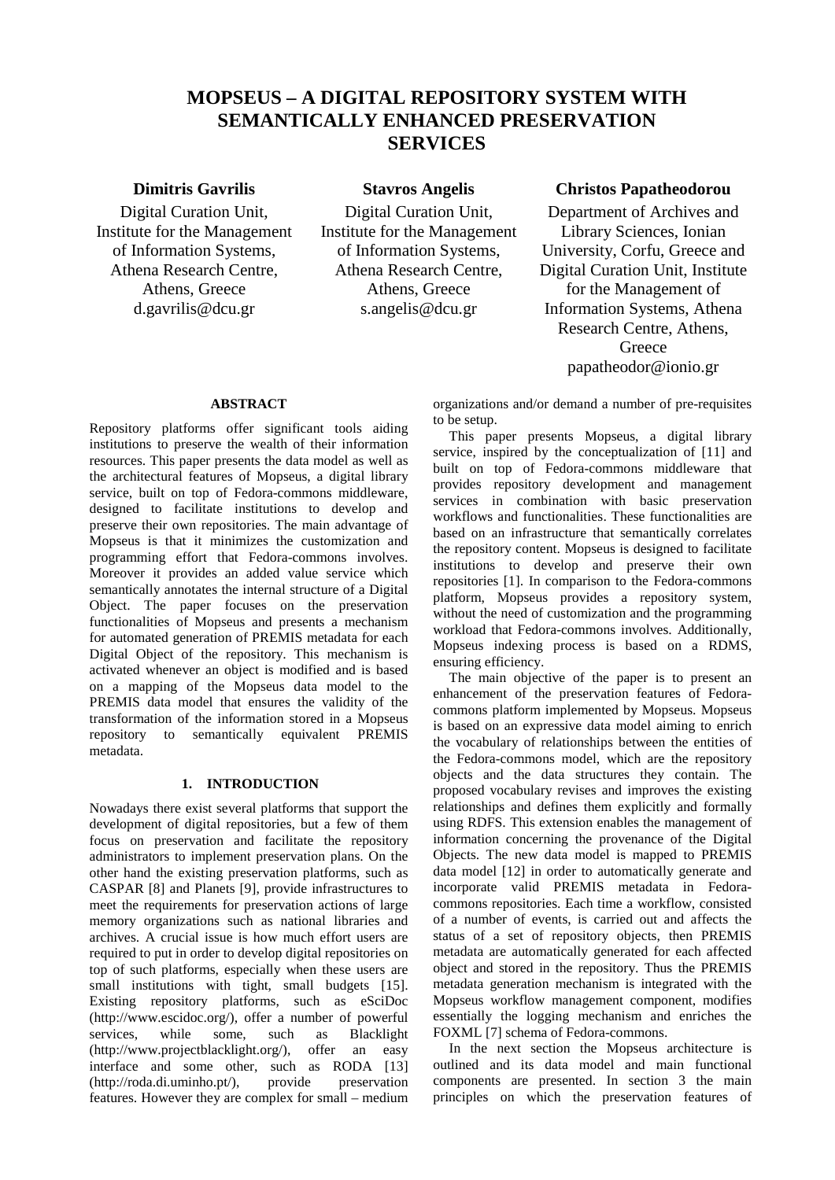# MOPSEUS – A DIGITAL REPOSITORY SYSTEM WITH SEMANTICALLY ENHANCED PRESERVATION SERVICES

**Dimitris Gavrilis**
Digital Curation Unit, Institute for the Management of Information Systems, Athena Research Centre, Athens, Greece
d.gavrilis@dcu.gr

**Stavros Angelis**
Digital Curation Unit, Institute for the Management of Information Systems, Athena Research Centre, Athens, Greece
s.angelis@dcu.gr

**Christos Papatheodorou**
Department of Archives and Library Sciences, Ionian University, Corfu, Greece and Digital Curation Unit, Institute for the Management of Information Systems, Athena Research Centre, Athens, Greece
papatheodor@ionio.gr

## ABSTRACT

Repository platforms offer significant tools aiding institutions to preserve the wealth of their information resources. This paper presents the data model as well as the architectural features of Mopseus, a digital library service, built on top of Fedora-commons middleware, designed to facilitate institutions to develop and preserve their own repositories. The main advantage of Mopseus is that it minimizes the customization and programming effort that Fedora-commons involves. Moreover it provides an added value service which semantically annotates the internal structure of a Digital Object. The paper focuses on the preservation functionalities of Mopseus and presents a mechanism for automated generation of PREMIS metadata for each Digital Object of the repository. This mechanism is activated whenever an object is modified and is based on a mapping of the Mopseus data model to the PREMIS data model that ensures the validity of the transformation of the information stored in a Mopseus repository to semantically equivalent PREMIS metadata.

## 1. INTRODUCTION

Nowadays there exist several platforms that support the development of digital repositories, but a few of them focus on preservation and facilitate the repository administrators to implement preservation plans. On the other hand the existing preservation platforms, such as CASPAR [8] and Planets [9], provide infrastructures to meet the requirements for preservation actions of large memory organizations such as national libraries and archives. A crucial issue is how much effort users are required to put in order to develop digital repositories on top of such platforms, especially when these users are small institutions with tight, small budgets [15]. Existing repository platforms, such as eSciDoc (http://www.escidoc.org/), offer a number of powerful services, while some, such as Blacklight (http://www.projectblacklight.org/), offer an easy interface and some other, such as RODA [13] (http://roda.di.uminho.pt/), provide preservation features. However they are complex for small – medium organizations and/or demand a number of pre-requisites to be setup.

This paper presents Mopseus, a digital library service, inspired by the conceptualization of [11] and built on top of Fedora-commons middleware that provides repository development and management services in combination with basic preservation workflows and functionalities. These functionalities are based on an infrastructure that semantically correlates the repository content. Mopseus is designed to facilitate institutions to develop and preserve their own repositories [1]. In comparison to the Fedora-commons platform, Mopseus provides a repository system, without the need of customization and the programming workload that Fedora-commons involves. Additionally, Mopseus indexing process is based on a RDMS, ensuring efficiency.

The main objective of the paper is to present an enhancement of the preservation features of Fedora-commons platform implemented by Mopseus. Mopseus is based on an expressive data model aiming to enrich the vocabulary of relationships between the entities of the Fedora-commons model, which are the repository objects and the data structures they contain. The proposed vocabulary revises and improves the existing relationships and defines them explicitly and formally using RDFS. This extension enables the management of information concerning the provenance of the Digital Objects. The new data model is mapped to PREMIS data model [12] in order to automatically generate and incorporate valid PREMIS metadata in Fedora-commons repositories. Each time a workflow, consisted of a number of events, is carried out and affects the status of a set of repository objects, then PREMIS metadata are automatically generated for each affected object and stored in the repository. Thus the PREMIS metadata generation mechanism is integrated with the Mopseus workflow management component, modifies essentially the logging mechanism and enriches the FOXML [7] schema of Fedora-commons.

In the next section the Mopseus architecture is outlined and its data model and main functional components are presented. In section 3 the main principles on which the preservation features of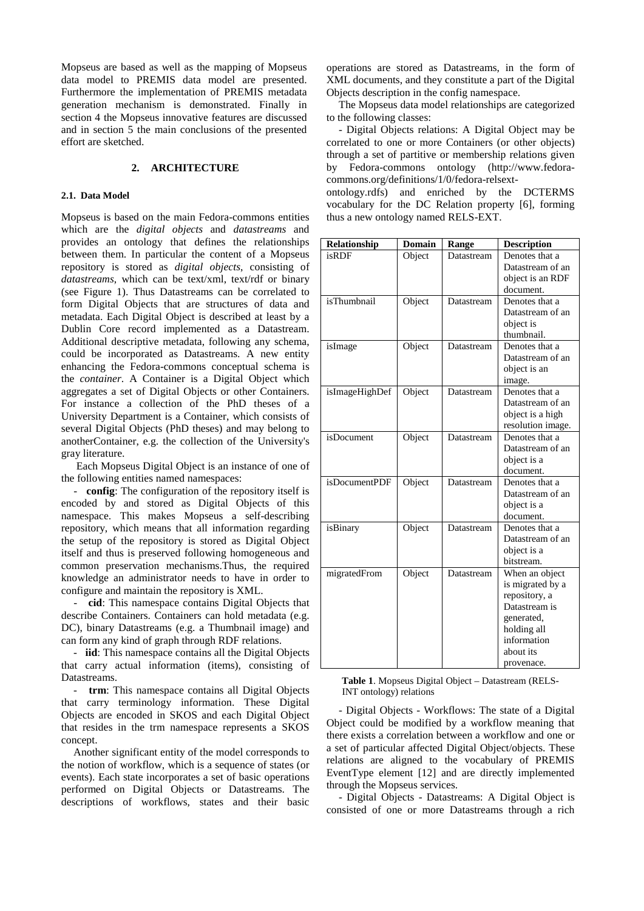Mopseus are based as well as the mapping of Mopseus data model to PREMIS data model are presented. Furthermore the implementation of PREMIS metadata generation mechanism is demonstrated. Finally in section 4 the Mopseus innovative features are discussed and in section 5 the main conclusions of the presented effort are sketched.

## 2. ARCHITECTURE

### 2.1. Data Model

Mopseus is based on the main Fedora-commons entities which are the *digital objects* and *datastreams* and provides an ontology that defines the relationships between them. In particular the content of a Mopseus repository is stored as *digital objects*, consisting of *datastreams*, which can be text/xml, text/rdf or binary (see Figure 1). Thus Datastreams can be correlated to form Digital Objects that are structures of data and metadata. Each Digital Object is described at least by a Dublin Core record implemented as a Datastream. Additional descriptive metadata, following any schema, could be incorporated as Datastreams. A new entity enhancing the Fedora-commons conceptual schema is the *container*. A Container is a Digital Object which aggregates a set of Digital Objects or other Containers. For instance a collection of the PhD theses of a University Department is a Container, which consists of several Digital Objects (PhD theses) and may belong to anotherContainer, e.g. the collection of the University's gray literature.

Each Mopseus Digital Object is an instance of one of the following entities named namespaces:

- **config**: The configuration of the repository itself is encoded by and stored as Digital Objects of this namespace. This makes Mopseus a self-describing repository, which means that all information regarding the setup of the repository is stored as Digital Object itself and thus is preserved following homogeneous and common preservation mechanisms.Thus, the required knowledge an administrator needs to have in order to configure and maintain the repository is XML.
- **cid**: This namespace contains Digital Objects that describe Containers. Containers can hold metadata (e.g. DC), binary Datastreams (e.g. a Thumbnail image) and can form any kind of graph through RDF relations.
- **iid**: This namespace contains all the Digital Objects that carry actual information (items), consisting of Datastreams.
- **trm**: This namespace contains all Digital Objects that carry terminology information. These Digital Objects are encoded in SKOS and each Digital Object that resides in the trm namespace represents a SKOS concept.

Another significant entity of the model corresponds to the notion of workflow, which is a sequence of states (or events). Each state incorporates a set of basic operations performed on Digital Objects or Datastreams. The descriptions of workflows, states and their basic operations are stored as Datastreams, in the form of XML documents, and they constitute a part of the Digital Objects description in the config namespace.

The Mopseus data model relationships are categorized to the following classes:

- Digital Objects relations: A Digital Object may be correlated to one or more Containers (or other objects) through a set of partitive or membership relations given by Fedora-commons ontology (http://www.fedora-commons.org/definitions/1/0/fedora-relsext-ontology.rdfs) and enriched by the DCTERMS vocabulary for the DC Relation property [6], forming thus a new ontology named RELS-EXT.

| Relationship | Domain | Range | Description |
|---|---|---|---|
| isRDF | Object | Datastream | Denotes that a Datastream of an object is an RDF document. |
| isThumbnail | Object | Datastream | Denotes that a Datastream of an object is thumbnail. |
| isImage | Object | Datastream | Denotes that a Datastream of an object is an image. |
| isImageHighDef | Object | Datastream | Denotes that a Datastream of an object is a high resolution image. |
| isDocument | Object | Datastream | Denotes that a Datastream of an object is a document. |
| isDocumentPDF | Object | Datastream | Denotes that a Datastream of an object is a document. |
| isBinary | Object | Datastream | Denotes that a Datastream of an object is a bitstream. |
| migratedFrom | Object | Datastream | When an object is migrated by a repository, a Datastream is generated, holding all information about its provenace. |

**Table 1**. Mopseus Digital Object – Datastream (RELS-INT ontology) relations

- Digital Objects - Workflows: The state of a Digital Object could be modified by a workflow meaning that there exists a correlation between a workflow and one or a set of particular affected Digital Object/objects. These relations are aligned to the vocabulary of PREMIS EventType element [12] and are directly implemented through the Mopseus services.
- Digital Objects - Datastreams: A Digital Object is consisted of one or more Datastreams through a rich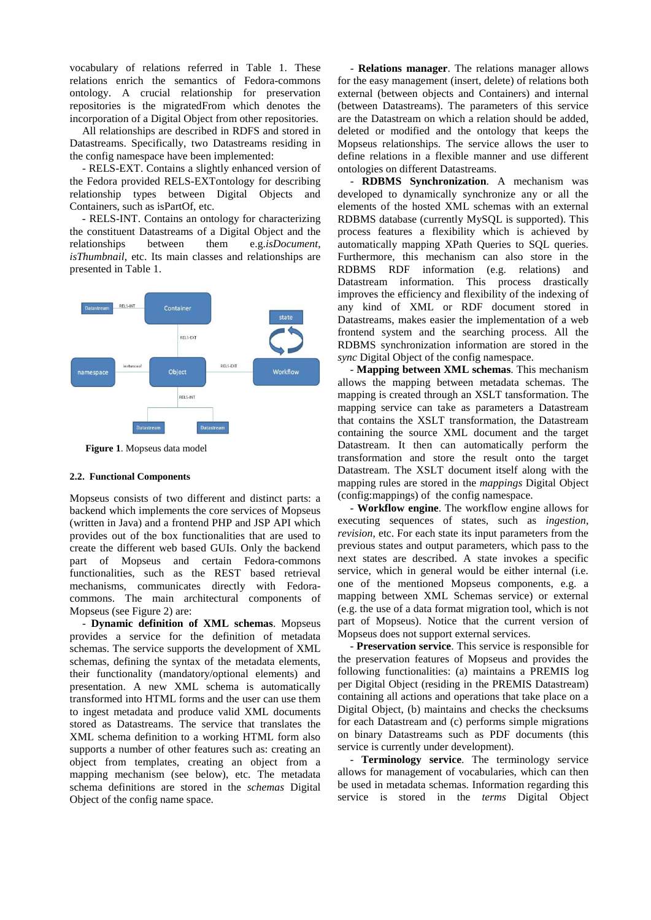vocabulary of relations referred in Table 1. These relations enrich the semantics of Fedora-commons ontology. A crucial relationship for preservation repositories is the migratedFrom which denotes the incorporation of a Digital Object from other repositories.

All relationships are described in RDFS and stored in Datastreams. Specifically, two Datastreams residing in the config namespace have been implemented:

- RELS-EXT. Contains a slightly enhanced version of the Fedora provided RELS-EXTontology for describing relationship types between Digital Objects and Containers, such as isPartOf, etc.

- RELS-INT. Contains an ontology for characterizing the constituent Datastreams of a Digital Object and the relationships between them e.g.*isDocument*, *isThumbnail*, etc. Its main classes and relationships are presented in Table 1.

**Figure 1**. Mopseus data model

### 2.2. Functional Components

Mopseus consists of two different and distinct parts: a backend which implements the core services of Mopseus (written in Java) and a frontend PHP and JSP API which provides out of the box functionalities that are used to create the different web based GUIs. Only the backend part of Mopseus and certain Fedora-commons functionalities, such as the REST based retrieval mechanisms, communicates directly with Fedora-commons. The main architectural components of Mopseus (see Figure 2) are:

- **Dynamic definition of XML schemas**. Mopseus provides a service for the definition of metadata schemas. The service supports the development of XML schemas, defining the syntax of the metadata elements, their functionality (mandatory/optional elements) and presentation. A new XML schema is automatically transformed into HTML forms and the user can use them to ingest metadata and produce valid XML documents stored as Datastreams. The service that translates the XML schema definition to a working HTML form also supports a number of other features such as: creating an object from templates, creating an object from a mapping mechanism (see below), etc. The metadata schema definitions are stored in the *schemas* Digital Object of the config name space.

- **Relations manager**. The relations manager allows for the easy management (insert, delete) of relations both external (between objects and Containers) and internal (between Datastreams). The parameters of this service are the Datastream on which a relation should be added, deleted or modified and the ontology that keeps the Mopseus relationships. The service allows the user to define relations in a flexible manner and use different ontologies on different Datastreams.

- **RDBMS Synchronization**. A mechanism was developed to dynamically synchronize any or all the elements of the hosted XML schemas with an external RDBMS database (currently MySQL is supported). This process features a flexibility which is achieved by automatically mapping XPath Queries to SQL queries. Furthermore, this mechanism can also store in the RDBMS RDF information (e.g. relations) and Datastream information. This process drastically improves the efficiency and flexibility of the indexing of any kind of XML or RDF document stored in Datastreams, makes easier the implementation of a web frontend system and the searching process. All the RDBMS synchronization information are stored in the *sync* Digital Object of the config namespace.

- **Mapping between XML schemas**. This mechanism allows the mapping between metadata schemas. The mapping is created through an XSLT tansformation. The mapping service can take as parameters a Datastream that contains the XSLT transformation, the Datastream containing the source XML document and the target Datastream. It then can automatically perform the transformation and store the result onto the target Datastream. The XSLT document itself along with the mapping rules are stored in the *mappings* Digital Object (config:mappings) of the config namespace.

- **Workflow engine**. The workflow engine allows for executing sequences of states, such as *ingestion*, *revision*, etc. For each state its input parameters from the previous states and output parameters, which pass to the next states are described. A state invokes a specific service, which in general would be either internal (i.e. one of the mentioned Mopseus components, e.g. a mapping between XML Schemas service) or external (e.g. the use of a data format migration tool, which is not part of Mopseus). Notice that the current version of Mopseus does not support external services.

- **Preservation service**. This service is responsible for the preservation features of Mopseus and provides the following functionalities: (a) maintains a PREMIS log per Digital Object (residing in the PREMIS Datastream) containing all actions and operations that take place on a Digital Object, (b) maintains and checks the checksums for each Datastream and (c) performs simple migrations on binary Datastreams such as PDF documents (this service is currently under development).

- **Terminology service**. The terminology service allows for management of vocabularies, which can then be used in metadata schemas. Information regarding this service is stored in the *terms* Digital Object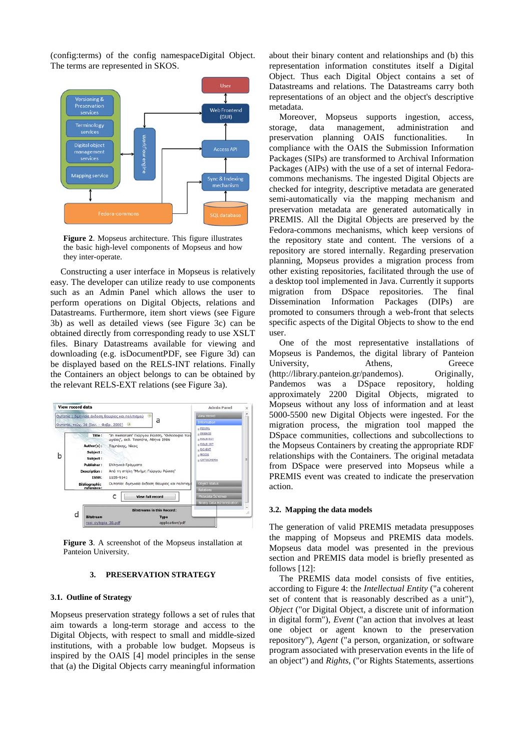(config:terms) of the config namespaceDigital Object. The terms are represented in SKOS.

**Figure 2**. Mopseus architecture. This figure illustrates the basic high-level components of Mopseus and how they inter-operate.

Constructing a user interface in Mopseus is relatively easy. The developer can utilize ready to use components such as an Admin Panel which allows the user to perform operations on Digital Objects, relations and Datastreams. Furthermore, item short views (see Figure 3b) as well as detailed views (see Figure 3c) can be obtained directly from corresponding ready to use XSLT files. Binary Datastreams available for viewing and downloading (e.g. isDocumentPDF, see Figure 3d) can be displayed based on the RELS-INT relations. Finally the Containers an object belongs to can be obtained by the relevant RELS-EXT relations (see Figure 3a).

**Figure 3**. A screenshot of the Mopseus installation at Panteion University.

## 3. PRESERVATION STRATEGY

### 3.1. Outline of Strategy

Mopseus preservation strategy follows a set of rules that aim towards a long-term storage and access to the Digital Objects, with respect to small and middle-sized institutions, with a probable low budget. Mopseus is inspired by the OAIS [4] model principles in the sense that (a) the Digital Objects carry meaningful information about their binary content and relationships and (b) this representation information constitutes itself a Digital Object. Thus each Digital Object contains a set of Datastreams and relations. The Datastreams carry both representations of an object and the object's descriptive metadata.

Moreover, Mopseus supports ingestion, access, storage, data management, administration and preservation planning OAIS functionalities. In compliance with the OAIS the Submission Information Packages (SIPs) are transformed to Archival Information Packages (AIPs) with the use of a set of internal Fedora-commons mechanisms. The ingested Digital Objects are checked for integrity, descriptive metadata are generated semi-automatically via the mapping mechanism and preservation metadata are generated automatically in PREMIS. All the Digital Objects are preserved by the Fedora-commons mechanisms, which keep versions of the repository state and content. The versions of a repository are stored internally. Regarding preservation planning, Mopseus provides a migration process from other existing repositories, facilitated through the use of a desktop tool implemented in Java. Currently it supports migration from DSpace repositories. The final Dissemination Information Packages (DIPs) are promoted to consumers through a web-front that selects specific aspects of the Digital Objects to show to the end user.

One of the most representative installations of Mopseus is Pandemos, the digital library of Panteion University, Athens, Greece (http://library.panteion.gr/pandemos). Originally, Pandemos was a DSpace repository, holding approximately 2200 Digital Objects, migrated to Mopseus without any loss of information and at least 5000-5500 new Digital Objects were ingested. For the migration process, the migration tool mapped the DSpace communities, collections and subcollections to the Mopseus Containers by creating the appropriate RDF relationships with the Containers. The original metadata from DSpace were preserved into Mopseus while a PREMIS event was created to indicate the preservation action.

### 3.2. Mapping the data models

The generation of valid PREMIS metadata presupposes the mapping of Mopseus and PREMIS data models. Mopseus data model was presented in the previous section and PREMIS data model is briefly presented as follows [12]:

The PREMIS data model consists of five entities, according to Figure 4: the *Intellectual Entity* ("a coherent set of content that is reasonably described as a unit"), *Object* ("or Digital Object, a discrete unit of information in digital form"), *Event* ("an action that involves at least one object or agent known to the preservation repository"), *Agent* ("a person, organization, or software program associated with preservation events in the life of an object") and *Rights*, ("or Rights Statements, assertions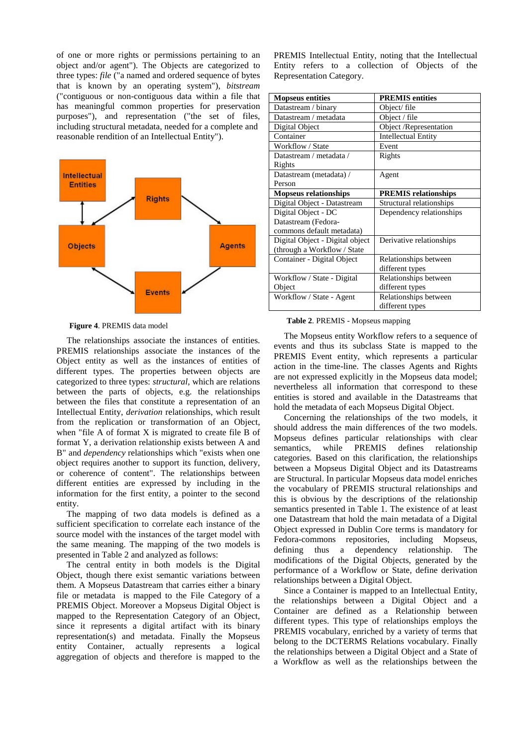of one or more rights or permissions pertaining to an object and/or agent"). The Objects are categorized to three types: *file* ("a named and ordered sequence of bytes that is known by an operating system"), *bitstream* ("contiguous or non-contiguous data within a file that has meaningful common properties for preservation purposes"), and representation ("the set of files, including structural metadata, needed for a complete and reasonable rendition of an Intellectual Entity").

**Figure 4**. PREMIS data model

The relationships associate the instances of entities. PREMIS relationships associate the instances of the Object entity as well as the instances of entities of different types. The properties between objects are categorized to three types: *structural*, which are relations between the parts of objects, e.g. the relationships between the files that constitute a representation of an Intellectual Entity, *derivation* relationships, which result from the replication or transformation of an Object, when "file A of format X is migrated to create file B of format Y, a derivation relationship exists between A and B" and *dependency* relationships which "exists when one object requires another to support its function, delivery, or coherence of content". The relationships between different entities are expressed by including in the information for the first entity, a pointer to the second entity.

The mapping of two data models is defined as a sufficient specification to correlate each instance of the source model with the instances of the target model with the same meaning. The mapping of the two models is presented in Table 2 and analyzed as follows:

The central entity in both models is the Digital Object, though there exist semantic variations between them. A Mopseus Datastream that carries either a binary file or metadata is mapped to the File Category of a PREMIS Object. Moreover a Mopseus Digital Object is mapped to the Representation Category of an Object, since it represents a digital artifact with its binary representation(s) and metadata. Finally the Mopseus entity Container, actually represents a logical aggregation of objects and therefore is mapped to the PREMIS Intellectual Entity, noting that the Intellectual Entity refers to a collection of Objects of the Representation Category.

| **Mopseus entities** | **PREMIS entities** |
|---|---|
| Datastream / binary | Object/ file |
| Datastream / metadata | Object / file |
| Digital Object | Object /Representation |
| Container | Intellectual Entity |
| Workflow / State | Event |
| Datastream / metadata / Rights | Rights |
| Datastream (metadata) / Person | Agent |
| **Mopseus relationships** | **PREMIS relationships** |
| Digital Object - Datastream | Structural relationships |
| Digital Object - DC Datastream (Fedora-commons default metadata) | Dependency relationships |
| Digital Object - Digital object (through a Workflow / State | Derivative relationships |
| Container - Digital Object | Relationships between different types |
| Workflow / State - Digital Object | Relationships between different types |
| Workflow / State - Agent | Relationships between different types |

**Table 2**. PREMIS - Mopseus mapping

The Mopseus entity Workflow refers to a sequence of events and thus its subclass State is mapped to the PREMIS Event entity, which represents a particular action in the time-line. The classes Agents and Rights are not expressed explicitly in the Mopseus data model; nevertheless all information that correspond to these entities is stored and available in the Datastreams that hold the metadata of each Mopseus Digital Object.

Concerning the relationships of the two models, it should address the main differences of the two models. Mopseus defines particular relationships with clear semantics, while PREMIS defines relationship categories. Based on this clarification, the relationships between a Mopseus Digital Object and its Datastreams are Structural. In particular Mopseus data model enriches the vocabulary of PREMIS structural relationships and this is obvious by the descriptions of the relationship semantics presented in Table 1. The existence of at least one Datastream that hold the main metadata of a Digital Object expressed in Dublin Core terms is mandatory for Fedora-commons repositories, including Mopseus, defining thus a dependency relationship. The modifications of the Digital Objects, generated by the performance of a Workflow or State, define derivation relationships between a Digital Object.

Since a Container is mapped to an Intellectual Entity, the relationships between a Digital Object and a Container are defined as a Relationship between different types. This type of relationships employs the PREMIS vocabulary, enriched by a variety of terms that belong to the DCTERMS Relations vocabulary. Finally the relationships between a Digital Object and a State of a Workflow as well as the relationships between the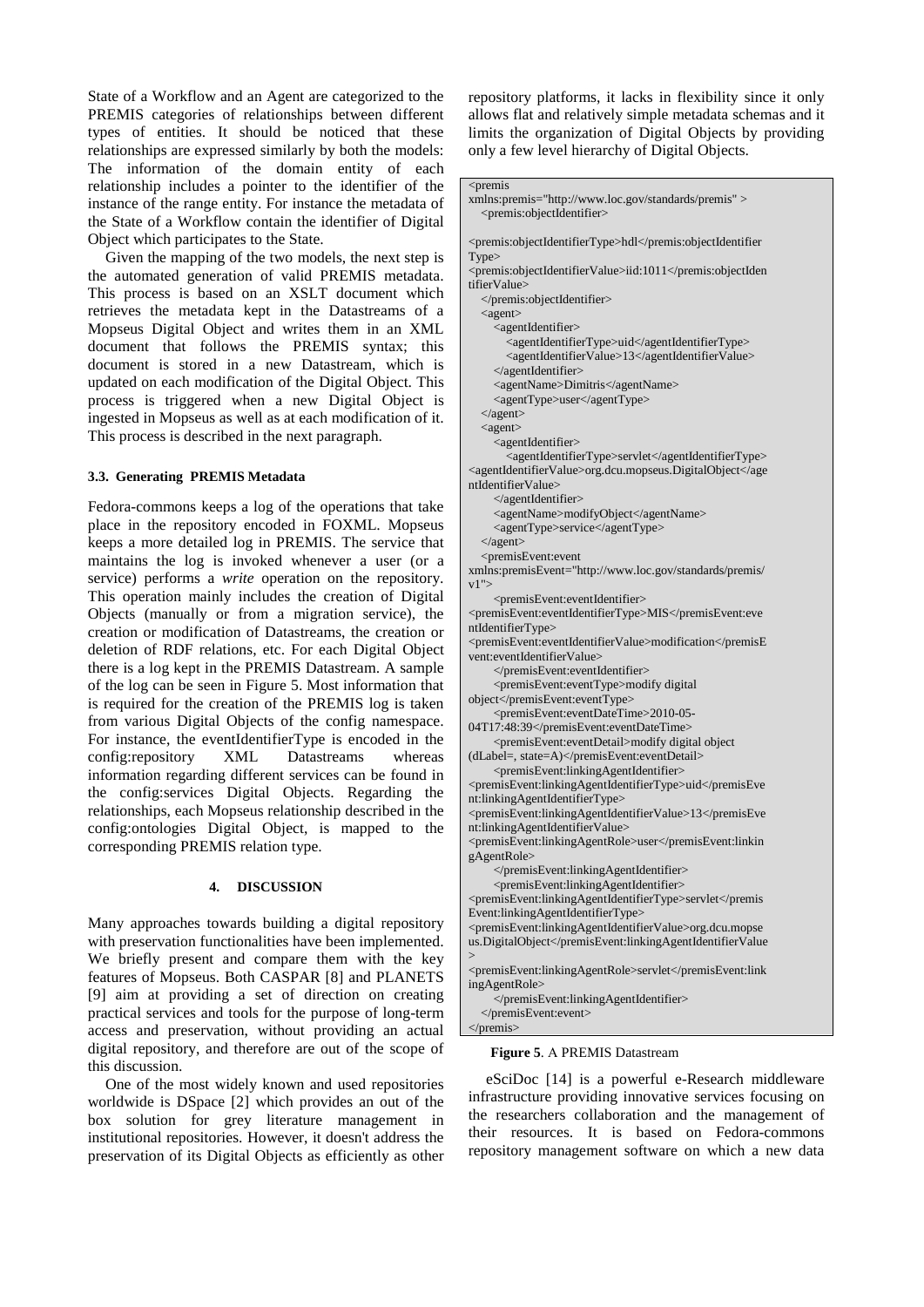State of a Workflow and an Agent are categorized to the PREMIS categories of relationships between different types of entities. It should be noticed that these relationships are expressed similarly by both the models: The information of the domain entity of each relationship includes a pointer to the identifier of the instance of the range entity. For instance the metadata of the State of a Workflow contain the identifier of Digital Object which participates to the State.

Given the mapping of the two models, the next step is the automated generation of valid PREMIS metadata. This process is based on an XSLT document which retrieves the metadata kept in the Datastreams of a Mopseus Digital Object and writes them in an XML document that follows the PREMIS syntax; this document is stored in a new Datastream, which is updated on each modification of the Digital Object. This process is triggered when a new Digital Object is ingested in Mopseus as well as at each modification of it. This process is described in the next paragraph.

### 3.3. Generating PREMIS Metadata

Fedora-commons keeps a log of the operations that take place in the repository encoded in FOXML. Mopseus keeps a more detailed log in PREMIS. The service that maintains the log is invoked whenever a user (or a service) performs a *write* operation on the repository. This operation mainly includes the creation of Digital Objects (manually or from a migration service), the creation or modification of Datastreams, the creation or deletion of RDF relations, etc. For each Digital Object there is a log kept in the PREMIS Datastream. A sample of the log can be seen in Figure 5. Most information that is required for the creation of the PREMIS log is taken from various Digital Objects of the config namespace. For instance, the eventIdentifierType is encoded in the config:repository XML Datastreams whereas information regarding different services can be found in the config:services Digital Objects. Regarding the relationships, each Mopseus relationship described in the config:ontologies Digital Object, is mapped to the corresponding PREMIS relation type.

## 4. DISCUSSION

Many approaches towards building a digital repository with preservation functionalities have been implemented. We briefly present and compare them with the key features of Mopseus. Both CASPAR [8] and PLANETS [9] aim at providing a set of direction on creating practical services and tools for the purpose of long-term access and preservation, without providing an actual digital repository, and therefore are out of the scope of this discussion.

One of the most widely known and used repositories worldwide is DSpace [2] which provides an out of the box solution for grey literature management in institutional repositories. However, it doesn't address the preservation of its Digital Objects as efficiently as other repository platforms, it lacks in flexibility since it only allows flat and relatively simple metadata schemas and it limits the organization of Digital Objects by providing only a few level hierarchy of Digital Objects.

```
<premis xmlns:premis="http://www.loc.gov/standards/premis" >
   <premis:objectIdentifier>
<premis:objectIdentifierType>hdl</premis:objectIdentifierType>
<premis:objectIdentifierValue>iid:1011</premis:objectIdentifierValue>
   </premis:objectIdentifier>
   <agent>
      <agentIdentifier>
         <agentIdentifierType>uid</agentIdentifierType>
         <agentIdentifierValue>13</agentIdentifierValue>
      </agentIdentifier>
      <agentName>Dimitris</agentName>
      <agentType>user</agentType>
   </agent>
   <agent>
      <agentIdentifier>
         <agentIdentifierType>servlet</agentIdentifierType>
<agentIdentifierValue>org.dcu.mopseus.DigitalObject</agentIdentifierValue>
      </agentIdentifier>
      <agentName>modifyObject</agentName>
      <agentType>service</agentType>
   </agent>
   <premisEvent:event xmlns:premisEvent="http://www.loc.gov/standards/premis/v1">
      <premisEvent:eventIdentifier>
<premisEvent:eventIdentifierType>MIS</premisEvent:eventIdentifierType>
<premisEvent:eventIdentifierValue>modification</premisEvent:eventIdentifierValue>
      </premisEvent:eventIdentifier>
      <premisEvent:eventType>modify digital object</premisEvent:eventType>
      <premisEvent:eventDateTime>2010-05-04T17:48:39</premisEvent:eventDateTime>
      <premisEvent:eventDetail>modify digital object (dLabel=, state=A)</premisEvent:eventDetail>
      <premisEvent:linkingAgentIdentifier>
<premisEvent:linkingAgentIdentifierType>uid</premisEvent:linkingAgentIdentifierType>
<premisEvent:linkingAgentIdentifierValue>13</premisEvent:linkingAgentIdentifierValue>
<premisEvent:linkingAgentRole>user</premisEvent:linkingAgentRole>
      </premisEvent:linkingAgentIdentifier>
      <premisEvent:linkingAgentIdentifier>
<premisEvent:linkingAgentIdentifierType>servlet</premisEvent:linkingAgentIdentifierType>
<premisEvent:linkingAgentIdentifierValue>org.dcu.mopseus.DigitalObject</premisEvent:linkingAgentIdentifierValue>
<premisEvent:linkingAgentRole>servlet</premisEvent:linkingAgentRole>
      </premisEvent:linkingAgentIdentifier>
   </premisEvent:event>
</premis>
```

**Figure 5**. A PREMIS Datastream

eSciDoc [14] is a powerful e-Research middleware infrastructure providing innovative services focusing on the researchers collaboration and the management of their resources. It is based on Fedora-commons repository management software on which a new data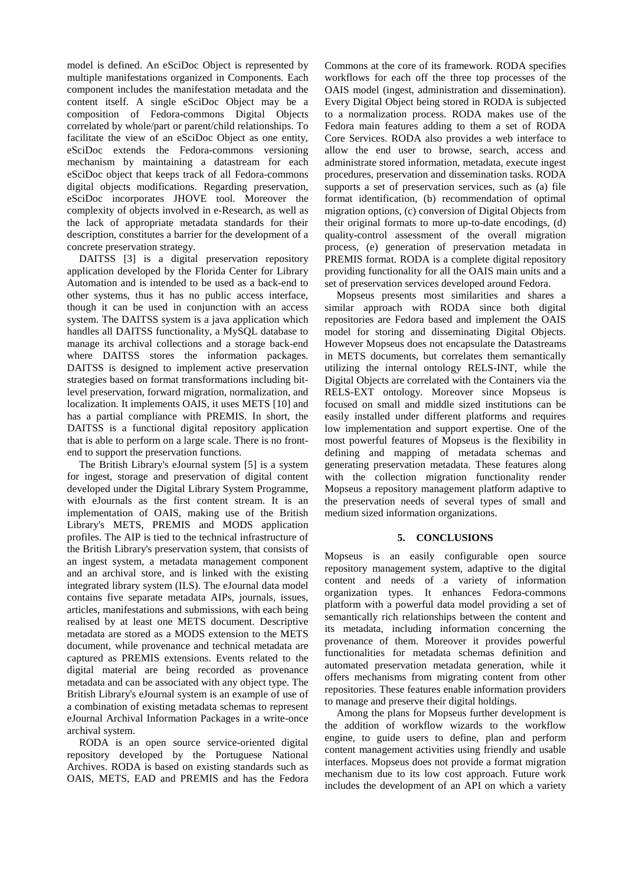model is defined. An eSciDoc Object is represented by multiple manifestations organized in Components. Each component includes the manifestation metadata and the content itself. A single eSciDoc Object may be a composition of Fedora-commons Digital Objects correlated by whole/part or parent/child relationships. To facilitate the view of an eSciDoc Object as one entity, eSciDoc extends the Fedora-commons versioning mechanism by maintaining a datastream for each eSciDoc object that keeps track of all Fedora-commons digital objects modifications. Regarding preservation, eSciDoc incorporates JHOVE tool. Moreover the complexity of objects involved in e-Research, as well as the lack of appropriate metadata standards for their description, constitutes a barrier for the development of a concrete preservation strategy.

DAITSS [3] is a digital preservation repository application developed by the Florida Center for Library Automation and is intended to be used as a back-end to other systems, thus it has no public access interface, though it can be used in conjunction with an access system. The DAITSS system is a java application which handles all DAITSS functionality, a MySQL database to manage its archival collections and a storage back-end where DAITSS stores the information packages. DAITSS is designed to implement active preservation strategies based on format transformations including bit-level preservation, forward migration, normalization, and localization. It implements OAIS, it uses METS [10] and has a partial compliance with PREMIS. In short, the DAITSS is a functional digital repository application that is able to perform on a large scale. There is no front-end to support the preservation functions.

The British Library's eJournal system [5] is a system for ingest, storage and preservation of digital content developed under the Digital Library System Programme, with eJournals as the first content stream. It is an implementation of OAIS, making use of the British Library's METS, PREMIS and MODS application profiles. The AIP is tied to the technical infrastructure of the British Library's preservation system, that consists of an ingest system, a metadata management component and an archival store, and is linked with the existing integrated library system (ILS). The eJournal data model contains five separate metadata AIPs, journals, issues, articles, manifestations and submissions, with each being realised by at least one METS document. Descriptive metadata are stored as a MODS extension to the METS document, while provenance and technical metadata are captured as PREMIS extensions. Events related to the digital material are being recorded as provenance metadata and can be associated with any object type. The British Library's eJournal system is an example of use of a combination of existing metadata schemas to represent eJournal Archival Information Packages in a write-once archival system.

RODA is an open source service-oriented digital repository developed by the Portuguese National Archives. RODA is based on existing standards such as OAIS, METS, EAD and PREMIS and has the Fedora Commons at the core of its framework. RODA specifies workflows for each off the three top processes of the OAIS model (ingest, administration and dissemination). Every Digital Object being stored in RODA is subjected to a normalization process. RODA makes use of the Fedora main features adding to them a set of RODA Core Services. RODA also provides a web interface to allow the end user to browse, search, access and administrate stored information, metadata, execute ingest procedures, preservation and dissemination tasks. RODA supports a set of preservation services, such as (a) file format identification, (b) recommendation of optimal migration options, (c) conversion of Digital Objects from their original formats to more up-to-date encodings, (d) quality-control assessment of the overall migration process, (e) generation of preservation metadata in PREMIS format. RODA is a complete digital repository providing functionality for all the OAIS main units and a set of preservation services developed around Fedora.

Mopseus presents most similarities and shares a similar approach with RODA since both digital repositories are Fedora based and implement the OAIS model for storing and disseminating Digital Objects. However Mopseus does not encapsulate the Datastreams in METS documents, but correlates them semantically utilizing the internal ontology RELS-INT, while the Digital Objects are correlated with the Containers via the RELS-EXT ontology. Moreover since Mopseus is focused on small and middle sized institutions can be easily installed under different platforms and requires low implementation and support expertise. One of the most powerful features of Mopseus is the flexibility in defining and mapping of metadata schemas and generating preservation metadata. These features along with the collection migration functionality render Mopseus a repository management platform adaptive to the preservation needs of several types of small and medium sized information organizations.

## 5. CONCLUSIONS

Mopseus is an easily configurable open source repository management system, adaptive to the digital content and needs of a variety of information organization types. It enhances Fedora-commons platform with a powerful data model providing a set of semantically rich relationships between the content and its metadata, including information concerning the provenance of them. Moreover it provides powerful functionalities for metadata schemas definition and automated preservation metadata generation, while it offers mechanisms from migrating content from other repositories. These features enable information providers to manage and preserve their digital holdings.

Among the plans for Mopseus further development is the addition of workflow wizards to the workflow engine, to guide users to define, plan and perform content management activities using friendly and usable interfaces. Mopseus does not provide a format migration mechanism due to its low cost approach. Future work includes the development of an API on which a variety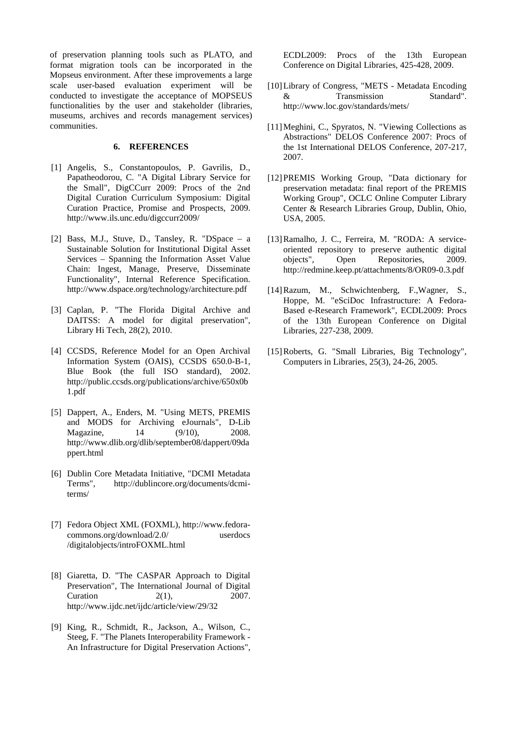of preservation planning tools such as PLATO, and format migration tools can be incorporated in the Mopseus environment. After these improvements a large scale user-based evaluation experiment will be conducted to investigate the acceptance of MOPSEUS functionalities by the user and stakeholder (libraries, museums, archives and records management services) communities.

## 6. REFERENCES

[1] Angelis, S., Constantopoulos, P. Gavrilis, D., Papatheodorou, C. "A Digital Library Service for the Small", DigCCurr 2009: Procs of the 2nd Digital Curation Curriculum Symposium: Digital Curation Practice, Promise and Prospects, 2009. http://www.ils.unc.edu/digccurr2009/

[2] Bass, M.J., Stuve, D., Tansley, R. "DSpace – a Sustainable Solution for Institutional Digital Asset Services – Spanning the Information Asset Value Chain: Ingest, Manage, Preserve, Disseminate Functionality", Internal Reference Specification. http://www.dspace.org/technology/architecture.pdf

[3] Caplan, P. "The Florida Digital Archive and DAITSS: A model for digital preservation", Library Hi Tech, 28(2), 2010.

[4] CCSDS, Reference Model for an Open Archival Information System (OAIS), CCSDS 650.0-B-1, Blue Book (the full ISO standard), 2002. http://public.ccsds.org/publications/archive/650x0b1.pdf

[5] Dappert, A., Enders, M. "Using METS, PREMIS and MODS for Archiving eJournals", D-Lib Magazine, 14 (9/10), 2008. http://www.dlib.org/dlib/september08/dappert/09dappert.html

[6] Dublin Core Metadata Initiative, "DCMI Metadata Terms", http://dublincore.org/documents/dcmi-terms/

[7] Fedora Object XML (FOXML), http://www.fedora-commons.org/download/2.0/ userdocs /digitalobjects/introFOXML.html

[8] Giaretta, D. "The CASPAR Approach to Digital Preservation", The International Journal of Digital Curation 2(1), 2007. http://www.ijdc.net/ijdc/article/view/29/32

[9] King, R., Schmidt, R., Jackson, A., Wilson, C., Steeg, F. "The Planets Interoperability Framework - An Infrastructure for Digital Preservation Actions", ECDL2009: Procs of the 13th European Conference on Digital Libraries, 425-428, 2009.

[10] Library of Congress, "METS - Metadata Encoding & Transmission Standard". http://www.loc.gov/standards/mets/

[11] Meghini, C., Spyratos, N. "Viewing Collections as Abstractions" DELOS Conference 2007: Procs of the 1st International DELOS Conference, 207-217, 2007.

[12] PREMIS Working Group, "Data dictionary for preservation metadata: final report of the PREMIS Working Group", OCLC Online Computer Library Center & Research Libraries Group, Dublin, Ohio, USA, 2005.

[13] Ramalho, J. C., Ferreira, M. "RODA: A service-oriented repository to preserve authentic digital objects", Open Repositories, 2009. http://redmine.keep.pt/attachments/8/OR09-0.3.pdf

[14] Razum, M., Schwichtenberg, F.,Wagner, S., Hoppe, M. "eSciDoc Infrastructure: A Fedora-Based e-Research Framework", ECDL2009: Procs of the 13th European Conference on Digital Libraries, 227-238, 2009.

[15] Roberts, G. "Small Libraries, Big Technology", Computers in Libraries, 25(3), 24-26, 2005.